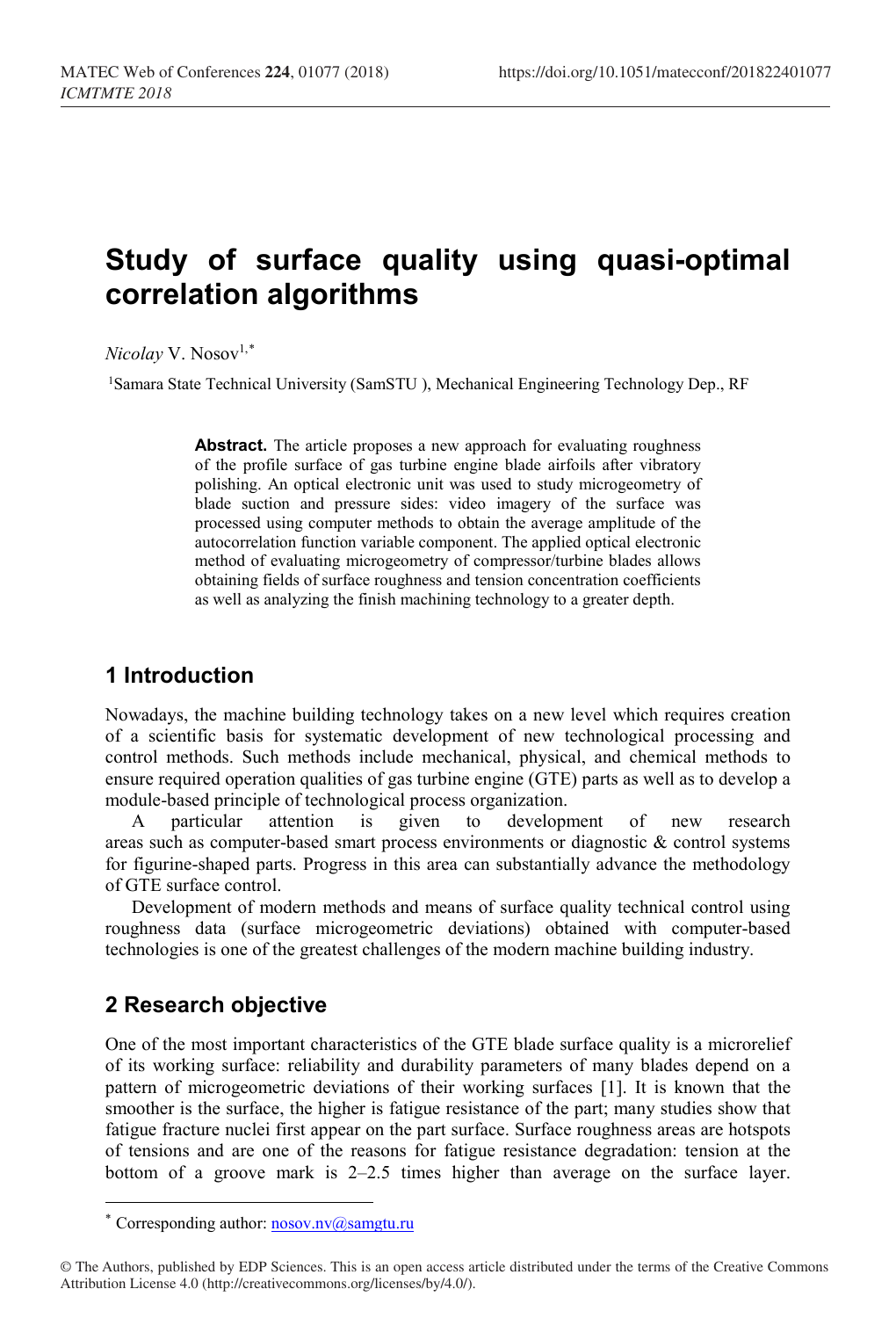# Study of surface quality using quasi-optimal correlation algorithms

*Nicolay* V. Nosov[1,*]

[1]Samara State Technical University (SamSTU ), Mechanical Engineering Technology Dep., RF

**Abstract.** The article proposes a new approach for evaluating roughness of the profile surface of gas turbine engine blade airfoils after vibratory polishing. An optical electronic unit was used to study microgeometry of blade suction and pressure sides: video imagery of the surface was processed using computer methods to obtain the average amplitude of the autocorrelation function variable component. The applied optical electronic method of evaluating microgeometry of compressor/turbine blades allows obtaining fields of surface roughness and tension concentration coefficients as well as analyzing the finish machining technology to a greater depth.

## 1 Introduction

Nowadays, the machine building technology takes on a new level which requires creation of a scientific basis for systematic development of new technological processing and control methods. Such methods include mechanical, physical, and chemical methods to ensure required operation qualities of gas turbine engine (GTE) parts as well as to develop a module-based principle of technological process organization.

A particular attention is given to development of new research areas such as computer-based smart process environments or diagnostic & control systems for figurine-shaped parts. Progress in this area can substantially advance the methodology of GTE surface control.

Development of modern methods and means of surface quality technical control using roughness data (surface microgeometric deviations) obtained with computer-based technologies is one of the greatest challenges of the modern machine building industry.

## 2 Research objective

One of the most important characteristics of the GTE blade surface quality is a microrelief of its working surface: reliability and durability parameters of many blades depend on a pattern of microgeometric deviations of their working surfaces [1]. It is known that the smoother is the surface, the higher is fatigue resistance of the part; many studies show that fatigue fracture nuclei first appear on the part surface. Surface roughness areas are hotspots of tensions and are one of the reasons for fatigue resistance degradation: tension at the bottom of a groove mark is 2–2.5 times higher than average on the surface layer.

* Corresponding author: nosov.nv@samgtu.ru

© The Authors, published by EDP Sciences. This is an open access article distributed under the terms of the Creative Commons Attribution License 4.0 (http://creativecommons.org/licenses/by/4.0/).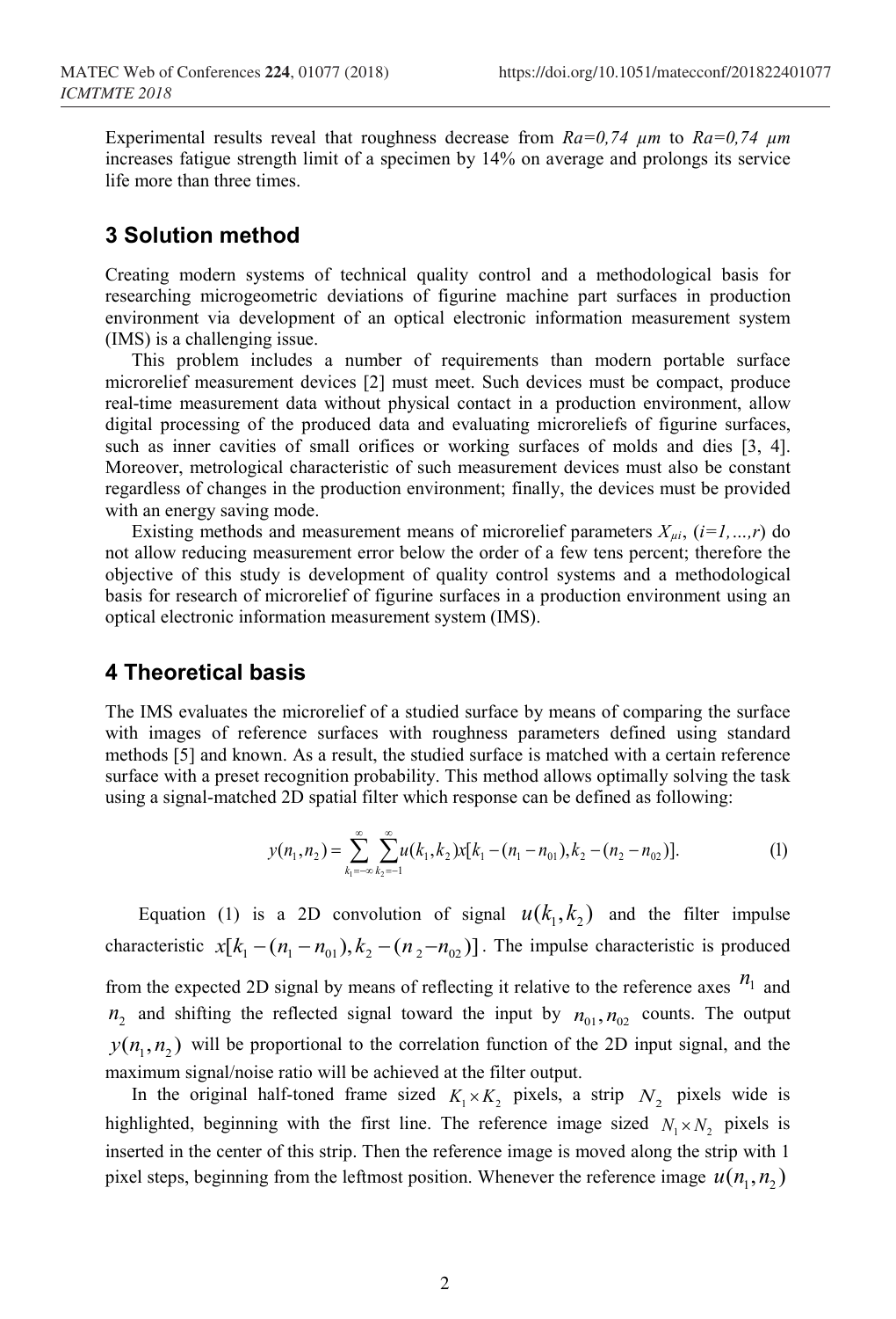Experimental results reveal that roughness decrease from $Ra=0,74$ $\mu m$ to $Ra=0,74$ $\mu m$ increases fatigue strength limit of a specimen by 14% on average and prolongs its service life more than three times.

## 3 Solution method

Creating modern systems of technical quality control and a methodological basis for researching microgeometric deviations of figurine machine part surfaces in production environment via development of an optical electronic information measurement system (IMS) is a challenging issue.

This problem includes a number of requirements than modern portable surface microrelief measurement devices [2] must meet. Such devices must be compact, produce real-time measurement data without physical contact in a production environment, allow digital processing of the produced data and evaluating microreliefs of figurine surfaces, such as inner cavities of small orifices or working surfaces of molds and dies [3, 4]. Moreover, metrological characteristic of such measurement devices must also be constant regardless of changes in the production environment; finally, the devices must be provided with an energy saving mode.

Existing methods and measurement means of microrelief parameters $X_{\mu i}$, ($i=1,\ldots,r$) do not allow reducing measurement error below the order of a few tens percent; therefore the objective of this study is development of quality control systems and a methodological basis for research of microrelief of figurine surfaces in a production environment using an optical electronic information measurement system (IMS).

## 4 Theoretical basis

The IMS evaluates the microrelief of a studied surface by means of comparing the surface with images of reference surfaces with roughness parameters defined using standard methods [5] and known. As a result, the studied surface is matched with a certain reference surface with a preset recognition probability. This method allows optimally solving the task using a signal-matched 2D spatial filter which response can be defined as following:

$$y(n_1, n_2) = \sum_{k_1=-\infty}^{\infty} \sum_{k_2=-1}^{\infty} u(k_1, k_2) x[k_1 - (n_1 - n_{01}), k_2 - (n_2 - n_{02})]. \tag{1}$$

Equation (1) is a 2D convolution of signal $u(k_1, k_2)$ and the filter impulse characteristic $x[k_1 - (n_1 - n_{01}), k_2 - (n_2 - n_{02})]$. The impulse characteristic is produced from the expected 2D signal by means of reflecting it relative to the reference axes $n_1$ and $n_2$ and shifting the reflected signal toward the input by $n_{01}, n_{02}$ counts. The output $y(n_1, n_2)$ will be proportional to the correlation function of the 2D input signal, and the maximum signal/noise ratio will be achieved at the filter output.

In the original half-toned frame sized $K_1 \times K_2$ pixels, a strip $N_2$ pixels wide is highlighted, beginning with the first line. The reference image sized $N_1 \times N_2$ pixels is inserted in the center of this strip. Then the reference image is moved along the strip with 1 pixel steps, beginning from the leftmost position. Whenever the reference image $u(n_1, n_2)$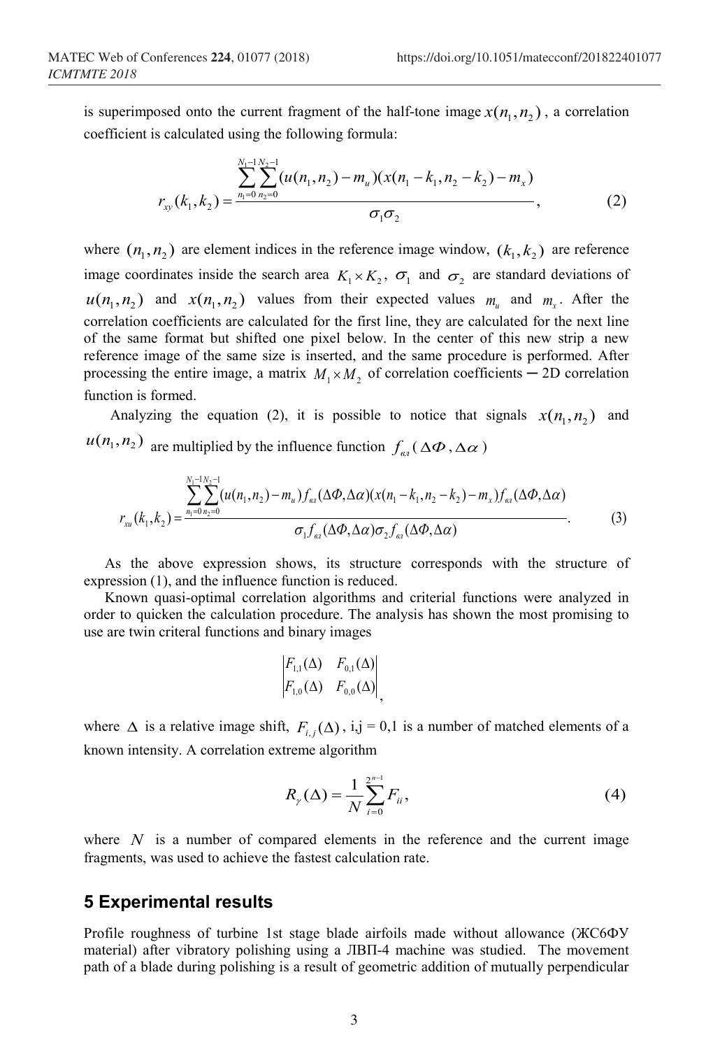is superimposed onto the current fragment of the half-tone image $x(n_1, n_2)$, a correlation coefficient is calculated using the following formula:

$$r_{xy}(k_1,k_2) = \frac{\sum_{n_1=0}^{N_1-1}\sum_{n_2=0}^{N_2-1}(u(n_1,n_2)-m_u)(x(n_1-k_1,n_2-k_2)-m_x)}{\sigma_1\sigma_2}, \tag{2}$$

where $(n_1, n_2)$ are element indices in the reference image window, $(k_1, k_2)$ are reference image coordinates inside the search area $K_1 \times K_2$, $\sigma_1$ and $\sigma_2$ are standard deviations of $u(n_1, n_2)$ and $x(n_1, n_2)$ values from their expected values $m_u$ and $m_x$. After the correlation coefficients are calculated for the first line, they are calculated for the next line of the same format but shifted one pixel below. In the center of this new strip a new reference image of the same size is inserted, and the same procedure is performed. After processing the entire image, a matrix $M_1 \times M_2$ of correlation coefficients ─ 2D correlation function is formed.

Analyzing the equation (2), it is possible to notice that signals $x(n_1, n_2)$ and $u(n_1, n_2)$ are multiplied by the influence function $f_{вл}(\Delta\Phi, \Delta\alpha)$

$$r_{xu}(k_1,k_2) = \frac{\sum_{n_1=0}^{N_1-1}\sum_{n_2=0}^{N_2-1}(u(n_1,n_2)-m_u)f_{вл}(\Delta\Phi,\Delta\alpha)(x(n_1-k_1,n_2-k_2)-m_x)f_{вл}(\Delta\Phi,\Delta\alpha)}{\sigma_1 f_{вл}(\Delta\Phi,\Delta\alpha)\sigma_2 f_{вл}(\Delta\Phi,\Delta\alpha)}. \tag{3}$$

As the above expression shows, its structure corresponds with the structure of expression (1), and the influence function is reduced.

Known quasi-optimal correlation algorithms and criterial functions were analyzed in order to quicken the calculation procedure. The analysis has shown the most promising to use are twin criteral functions and binary images

$$\begin{vmatrix} F_{1,1}(\Delta) & F_{0,1}(\Delta) \\ F_{1,0}(\Delta) & F_{0,0}(\Delta) \end{vmatrix},$$

where $\Delta$ is a relative image shift, $F_{i,j}(\Delta)$, i,j = 0,1 is a number of matched elements of a known intensity. A correlation extreme algorithm

$$R_\gamma(\Delta) = \frac{1}{N}\sum_{i=0}^{2^{n-1}} F_{ii}, \tag{4}$$

where $N$ is a number of compared elements in the reference and the current image fragments, was used to achieve the fastest calculation rate.

## 5 Experimental results

Profile roughness of turbine 1st stage blade airfoils made without allowance (ЖС6ФУ material) after vibratory polishing using a ЛВП-4 machine was studied. The movement path of a blade during polishing is a result of geometric addition of mutually perpendicular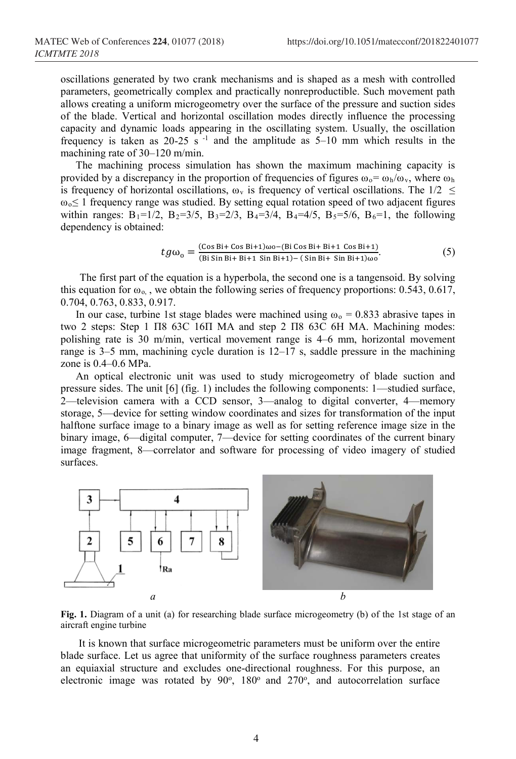oscillations generated by two crank mechanisms and is shaped as a mesh with controlled parameters, geometrically complex and practically nonreproductible. Such movement path allows creating a uniform microgeometry over the surface of the pressure and suction sides of the blade. Vertical and horizontal oscillation modes directly influence the processing capacity and dynamic loads appearing in the oscillating system. Usually, the oscillation frequency is taken as 20-25 $s^{-1}$ and the amplitude as 5–10 mm which results in the machining rate of 30–120 m/min.

The machining process simulation has shown the maximum machining capacity is provided by a discrepancy in the proportion of frequencies of figures $\omega_o = \omega_h/\omega_v$, where $\omega_h$ is frequency of horizontal oscillations, $\omega_v$ is frequency of vertical oscillations. The $1/2 \leq \omega_o \leq 1$ frequency range was studied. By setting equal rotation speed of two adjacent figures within ranges: $B_1=1/2$, $B_2=3/5$, $B_3=2/3$, $B_4=3/4$, $B_4=4/5$, $B_5=5/6$, $B_6=1$, the following dependency is obtained:

$$tg\omega_o = \frac{(\text{Cos Bi} + \text{Cos Bi+1})\omega o - (\text{Bi Cos Bi} + \text{Bi+1 Cos Bi+1})}{(\text{Bi Sin Bi} + \text{Bi+1 Sin Bi+1}) - (\text{Sin Bi} + \text{Sin Bi+1})\omega o}. \quad (5)$$

The first part of the equation is a hyperbola, the second one is a tangensoid. By solving this equation for $\omega_o$, , we obtain the following series of frequency proportions: 0.543, 0.617, 0.704, 0.763, 0.833, 0.917.

In our case, turbine 1st stage blades were machined using $\omega_o = 0.833$ abrasive tapes in two 2 steps: Step 1 П8 63С 16П МА and step 2 П8 63С 6Н МА. Machining modes: polishing rate is 30 m/min, vertical movement range is 4–6 mm, horizontal movement range is 3–5 mm, machining cycle duration is 12–17 s, saddle pressure in the machining zone is 0.4–0.6 MPa.

An optical electronic unit was used to study microgeometry of blade suction and pressure sides. The unit [6] (fig. 1) includes the following components: 1—studied surface, 2—television camera with a CCD sensor, 3—analog to digital converter, 4—memory storage, 5—device for setting window coordinates and sizes for transformation of the input halftone surface image to a binary image as well as for setting reference image size in the binary image, 6—digital computer, 7—device for setting coordinates of the current binary image fragment, 8—correlator and software for processing of video imagery of studied surfaces.

**Fig. 1.** Diagram of a unit (a) for researching blade surface microgeometry (b) of the 1st stage of an aircraft engine turbine

It is known that surface microgeometric parameters must be uniform over the entire blade surface. Let us agree that uniformity of the surface roughness parameters creates an equiaxial structure and excludes one-directional roughness. For this purpose, an electronic image was rotated by 90°, 180° and 270°, and autocorrelation surface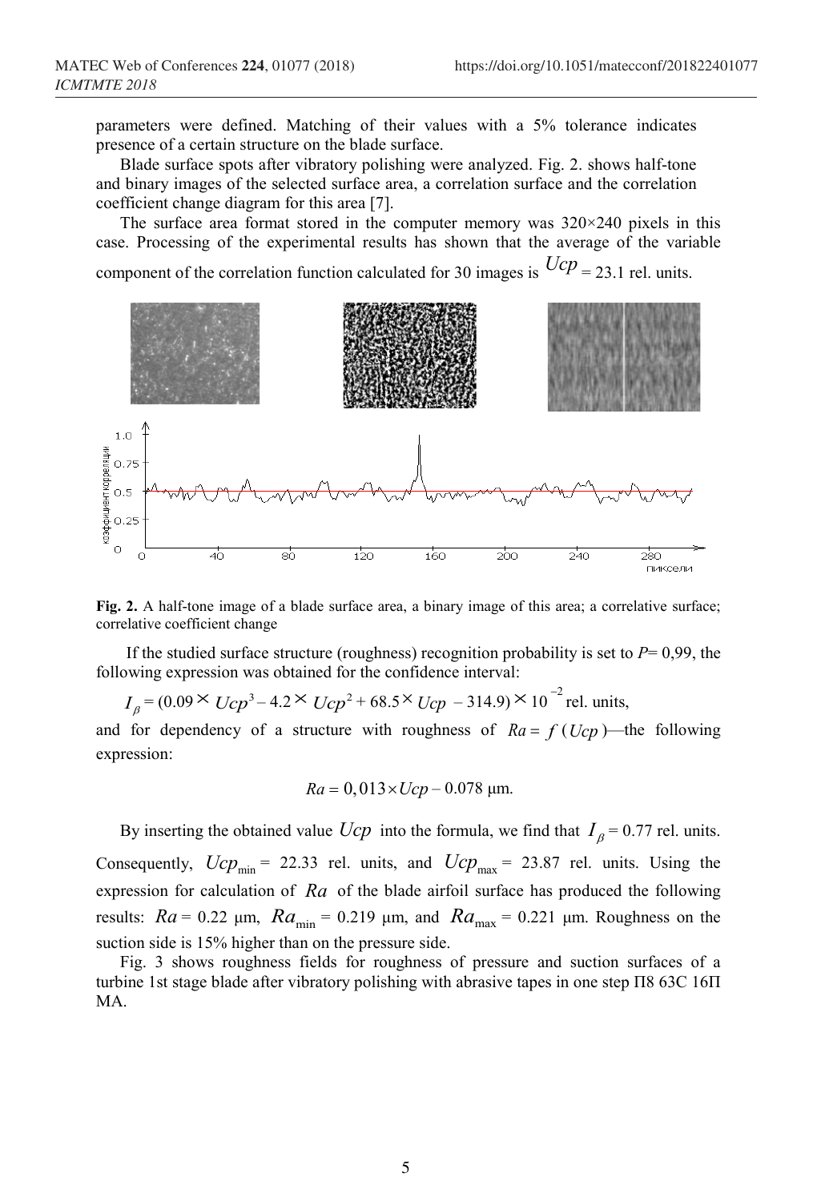parameters were defined. Matching of their values with a 5% tolerance indicates presence of a certain structure on the blade surface.

Blade surface spots after vibratory polishing were analyzed. Fig. 2. shows half-tone and binary images of the selected surface area, a correlation surface and the correlation coefficient change diagram for this area [7].

The surface area format stored in the computer memory was 320×240 pixels in this case. Processing of the experimental results has shown that the average of the variable component of the correlation function calculated for 30 images is $Ucp$ = 23.1 rel. units.

коэффициент корреляции

1.0

0.75

0.5

0.25

0

0 40 80 120 160 200 240 280

пиксели

**Fig. 2.** A half-tone image of a blade surface area, a binary image of this area; a correlative surface; correlative coefficient change

If the studied surface structure (roughness) recognition probability is set to $P$= 0,99, the following expression was obtained for the confidence interval:

$$I_{\beta} = (0.09 \times Ucp^3 - 4.2 \times Ucp^2 + 68.5 \times Ucp - 314.9) \times 10^{-2} \text{ rel. units},$$

and for dependency of a structure with roughness of $Ra = f(Ucp)$—the following expression:

$$Ra = 0,013 \times Ucp - 0.078 \text{ μm}.$$

By inserting the obtained value $Ucp$ into the formula, we find that $I_{\beta}$ = 0.77 rel. units. Consequently, $Ucp_{\min}$ = 22.33 rel. units, and $Ucp_{\max}$ = 23.87 rel. units. Using the expression for calculation of $Ra$ of the blade airfoil surface has produced the following results: $Ra$ = 0.22 μm, $Ra_{\min}$ = 0.219 μm, and $Ra_{\max}$ = 0.221 μm. Roughness on the suction side is 15% higher than on the pressure side.

Fig. 3 shows roughness fields for roughness of pressure and suction surfaces of a turbine 1st stage blade after vibratory polishing with abrasive tapes in one step П8 63С 16П МА.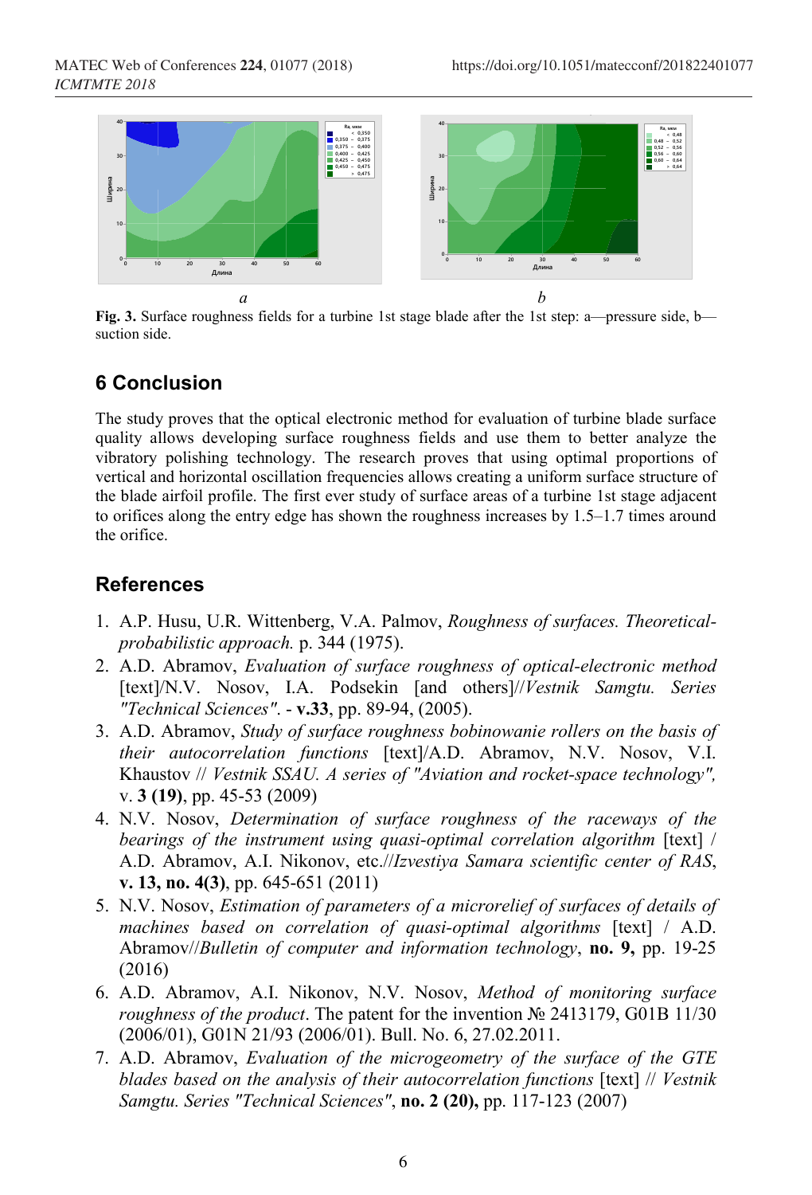Ra, мкм
< 0,350
0,350 – 0,375
0,375 – 0,400
0,400 – 0,425
0,425 – 0,450
0,450 – 0,475
> 0,475

Ширина

Длина

Ra, мкм
< 0,48
0,48 – 0,52
0,52 – 0,56
0,56 – 0,60
0,60 – 0,64
> 0,64

a b

**Fig. 3.** Surface roughness fields for a turbine 1st stage blade after the 1st step: a—pressure side, b—suction side.

## 6 Conclusion

The study proves that the optical electronic method for evaluation of turbine blade surface quality allows developing surface roughness fields and use them to better analyze the vibratory polishing technology. The research proves that using optimal proportions of vertical and horizontal oscillation frequencies allows creating a uniform surface structure of the blade airfoil profile. The first ever study of surface areas of a turbine 1st stage adjacent to orifices along the entry edge has shown the roughness increases by 1.5–1.7 times around the orifice.

## References

1. A.P. Husu, U.R. Wittenberg, V.A. Palmov, *Roughness of surfaces. Theoretical-probabilistic approach.* p. 344 (1975).
2. A.D. Abramov, *Evaluation of surface roughness of optical-electronic method* [text]/N.V. Nosov, I.A. Podsekin [and others]//*Vestnik Samgtu. Series "Technical Sciences"*. - **v.33**, pp. 89-94, (2005).
3. A.D. Abramov, *Study of surface roughness bobinowanie rollers on the basis of their autocorrelation functions* [text]/A.D. Abramov, N.V. Nosov, V.I. Khaustov // *Vestnik SSAU. A series of "Aviation and rocket-space technology",* v. **3 (19)**, pp. 45-53 (2009)
4. N.V. Nosov, *Determination of surface roughness of the raceways of the bearings of the instrument using quasi-optimal correlation algorithm* [text] / A.D. Abramov, A.I. Nikonov, etc.//*Izvestiya Samara scientific center of RAS*, **v. 13, no. 4(3)**, pp. 645-651 (2011)
5. N.V. Nosov, *Estimation of parameters of a microrelief of surfaces of details of machines based on correlation of quasi-optimal algorithms* [text] / A.D. Abramov//*Bulletin of computer and information technology*, **no. 9,** pp. 19-25 (2016)
6. A.D. Abramov, A.I. Nikonov, N.V. Nosov, *Method of monitoring surface roughness of the product*. The patent for the invention № 2413179, G01B 11/30 (2006/01), G01N 21/93 (2006/01). Bull. No. 6, 27.02.2011.
7. A.D. Abramov, *Evaluation of the microgeometry of the surface of the GTE blades based on the analysis of their autocorrelation functions* [text] // *Vestnik Samgtu. Series "Technical Sciences"*, **no. 2 (20),** pp. 117-123 (2007)